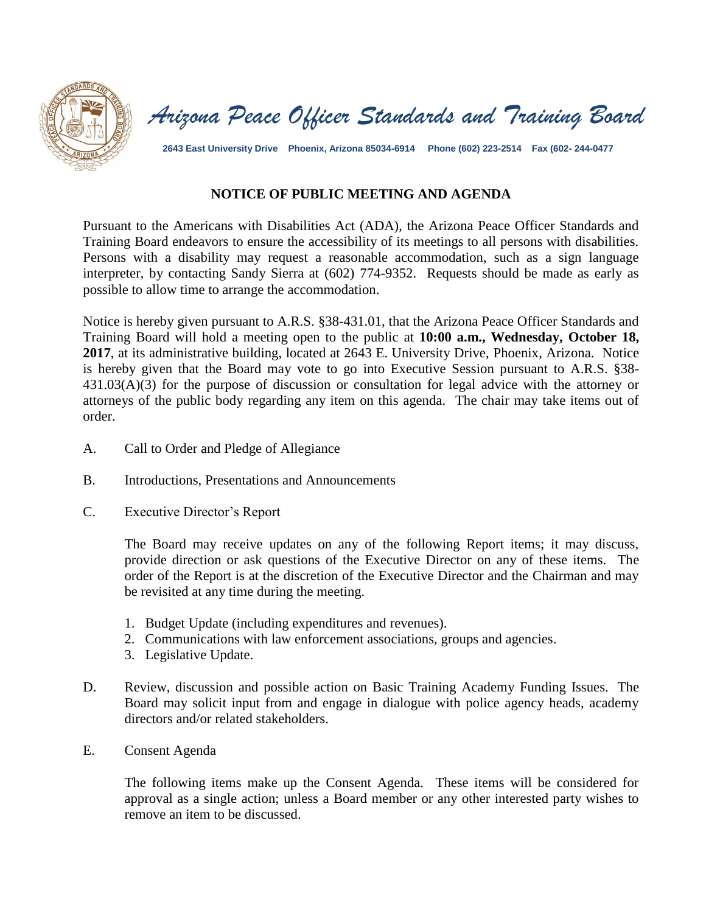# *Arizona Peace Officer Standards and Training Board*

**2643 East University Drive Phoenix, Arizona 85034-6914 Phone (602) 223-2514 Fax (602- 244-0477**

## NOTICE OF PUBLIC MEETING AND AGENDA

Pursuant to the Americans with Disabilities Act (ADA), the Arizona Peace Officer Standards and Training Board endeavors to ensure the accessibility of its meetings to all persons with disabilities. Persons with a disability may request a reasonable accommodation, such as a sign language interpreter, by contacting Sandy Sierra at (602) 774-9352. Requests should be made as early as possible to allow time to arrange the accommodation.

Notice is hereby given pursuant to A.R.S. §38-431.01, that the Arizona Peace Officer Standards and Training Board will hold a meeting open to the public at **10:00 a.m., Wednesday, October 18, 2017**, at its administrative building, located at 2643 E. University Drive, Phoenix, Arizona. Notice is hereby given that the Board may vote to go into Executive Session pursuant to A.R.S. §38-431.03(A)(3) for the purpose of discussion or consultation for legal advice with the attorney or attorneys of the public body regarding any item on this agenda. The chair may take items out of order.

A. Call to Order and Pledge of Allegiance

B. Introductions, Presentations and Announcements

C. Executive Director's Report

   The Board may receive updates on any of the following Report items; it may discuss, provide direction or ask questions of the Executive Director on any of these items. The order of the Report is at the discretion of the Executive Director and the Chairman and may be revisited at any time during the meeting.

   1. Budget Update (including expenditures and revenues).
   2. Communications with law enforcement associations, groups and agencies.
   3. Legislative Update.

D. Review, discussion and possible action on Basic Training Academy Funding Issues. The Board may solicit input from and engage in dialogue with police agency heads, academy directors and/or related stakeholders.

E. Consent Agenda

   The following items make up the Consent Agenda. These items will be considered for approval as a single action; unless a Board member or any other interested party wishes to remove an item to be discussed.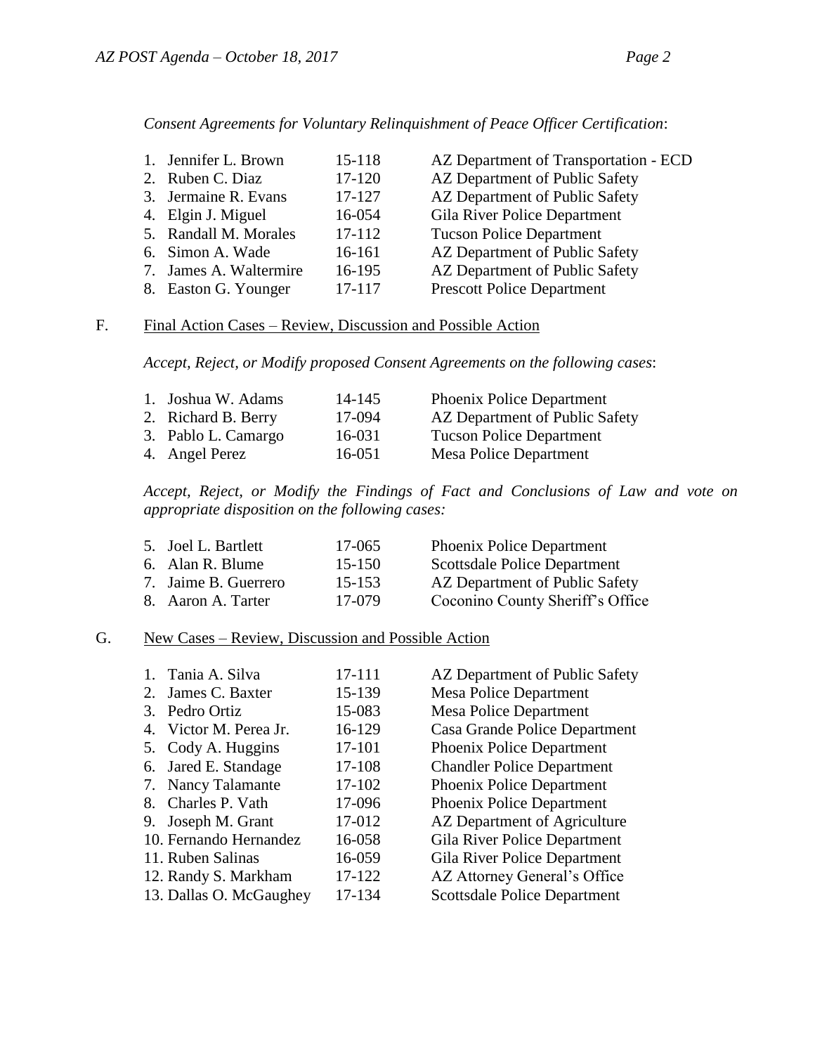*Consent Agreements for Voluntary Relinquishment of Peace Officer Certification*:

| | | |
|---|---|---|
| 1. Jennifer L. Brown | 15-118 | AZ Department of Transportation - ECD |
| 2. Ruben C. Diaz | 17-120 | AZ Department of Public Safety |
| 3. Jermaine R. Evans | 17-127 | AZ Department of Public Safety |
| 4. Elgin J. Miguel | 16-054 | Gila River Police Department |
| 5. Randall M. Morales | 17-112 | Tucson Police Department |
| 6. Simon A. Wade | 16-161 | AZ Department of Public Safety |
| 7. James A. Waltermire | 16-195 | AZ Department of Public Safety |
| 8. Easton G. Younger | 17-117 | Prescott Police Department |

F. Final Action Cases – Review, Discussion and Possible Action

*Accept, Reject, or Modify proposed Consent Agreements on the following cases*:

| | | |
|---|---|---|
| 1. Joshua W. Adams | 14-145 | Phoenix Police Department |
| 2. Richard B. Berry | 17-094 | AZ Department of Public Safety |
| 3. Pablo L. Camargo | 16-031 | Tucson Police Department |
| 4. Angel Perez | 16-051 | Mesa Police Department |

*Accept, Reject, or Modify the Findings of Fact and Conclusions of Law and vote on appropriate disposition on the following cases:*

| | | |
|---|---|---|
| 5. Joel L. Bartlett | 17-065 | Phoenix Police Department |
| 6. Alan R. Blume | 15-150 | Scottsdale Police Department |
| 7. Jaime B. Guerrero | 15-153 | AZ Department of Public Safety |
| 8. Aaron A. Tarter | 17-079 | Coconino County Sheriff's Office |

G. New Cases – Review, Discussion and Possible Action

| | | |
|---|---|---|
| 1. Tania A. Silva | 17-111 | AZ Department of Public Safety |
| 2. James C. Baxter | 15-139 | Mesa Police Department |
| 3. Pedro Ortiz | 15-083 | Mesa Police Department |
| 4. Victor M. Perea Jr. | 16-129 | Casa Grande Police Department |
| 5. Cody A. Huggins | 17-101 | Phoenix Police Department |
| 6. Jared E. Standage | 17-108 | Chandler Police Department |
| 7. Nancy Talamante | 17-102 | Phoenix Police Department |
| 8. Charles P. Vath | 17-096 | Phoenix Police Department |
| 9. Joseph M. Grant | 17-012 | AZ Department of Agriculture |
| 10. Fernando Hernandez | 16-058 | Gila River Police Department |
| 11. Ruben Salinas | 16-059 | Gila River Police Department |
| 12. Randy S. Markham | 17-122 | AZ Attorney General's Office |
| 13. Dallas O. McGaughey | 17-134 | Scottsdale Police Department |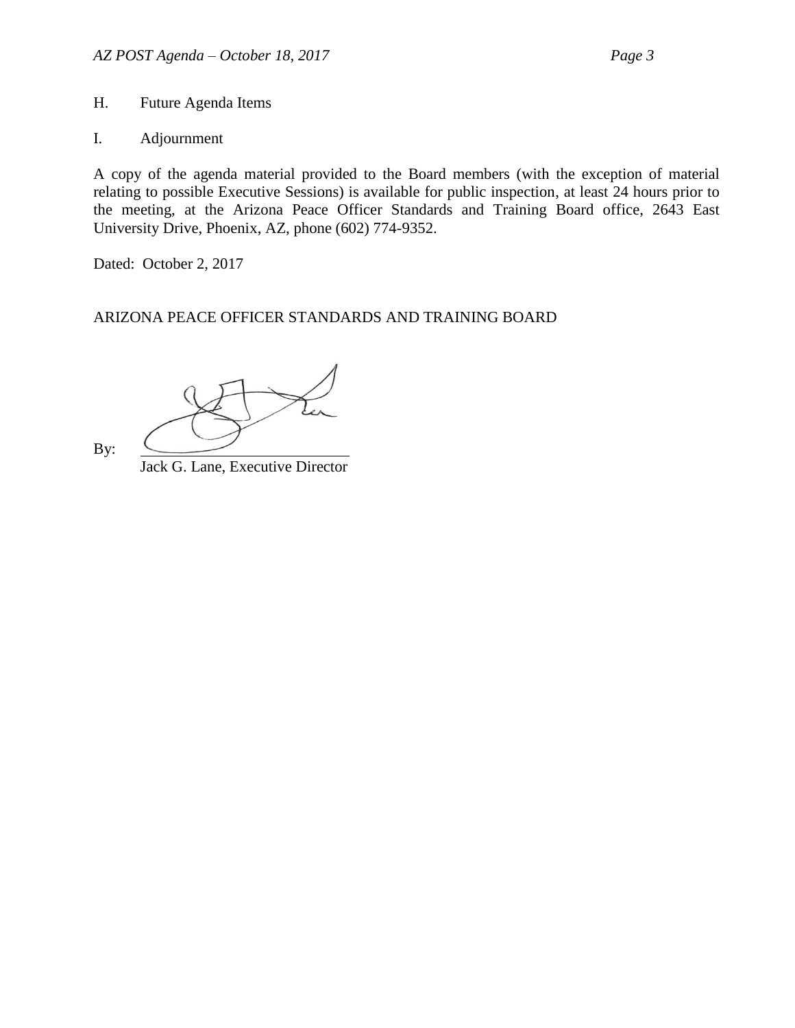H. Future Agenda Items

I. Adjournment

A copy of the agenda material provided to the Board members (with the exception of material relating to possible Executive Sessions) is available for public inspection, at least 24 hours prior to the meeting, at the Arizona Peace Officer Standards and Training Board office, 2643 East University Drive, Phoenix, AZ, phone (602) 774-9352.

Dated: October 2, 2017

ARIZONA PEACE OFFICER STANDARDS AND TRAINING BOARD

By: ______________________________
Jack G. Lane, Executive Director